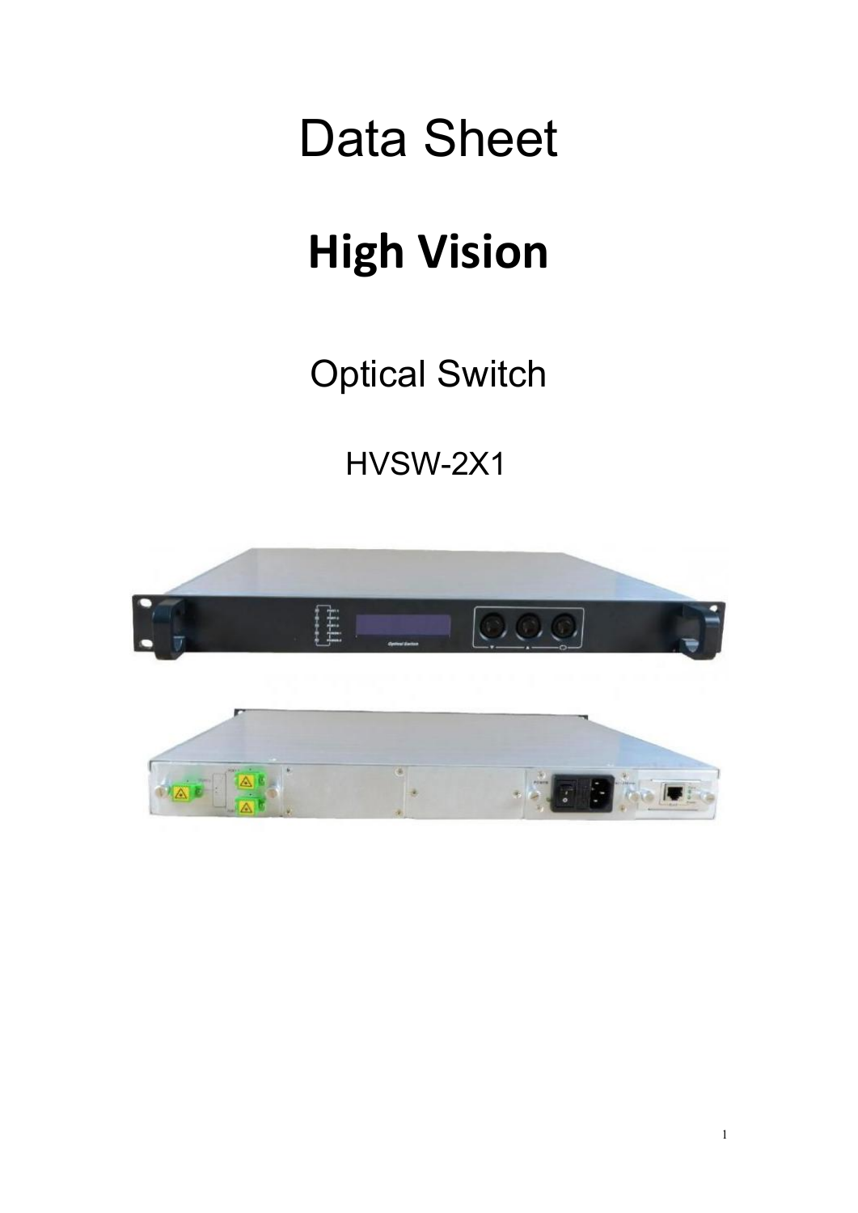# Data Sheet

# High Vision

## Optical Switch

HVSW-2X1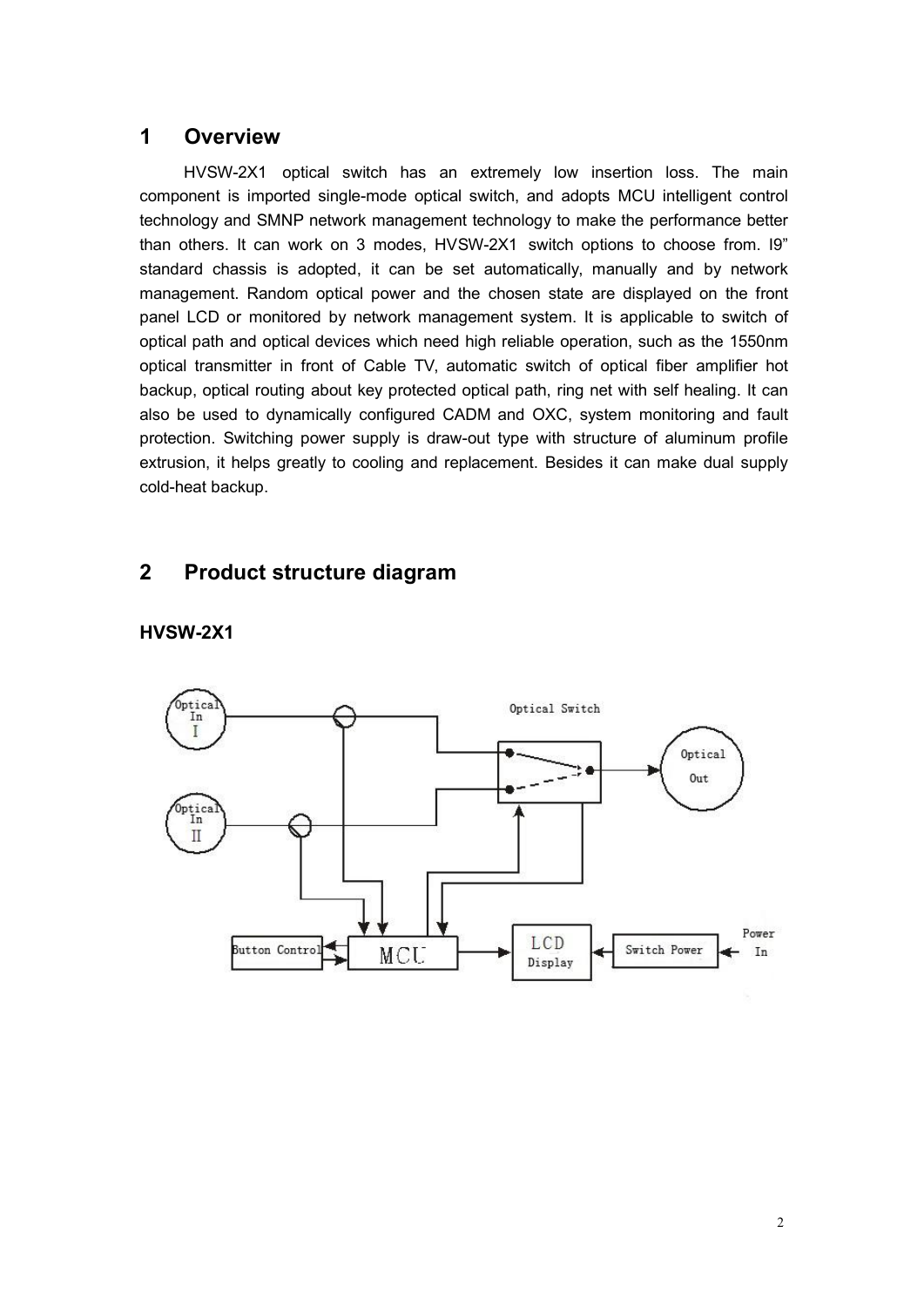# 1 Overview

HVSW-2X1 optical switch has an extremely low insertion loss. The main component is imported single-mode optical switch, and adopts MCU intelligent control technology and SMNP network management technology to make the performance better than others. It can work on 3 modes, HVSW-2X1 switch options to choose from. I9" standard chassis is adopted, it can be set automatically, manually and by network management. Random optical power and the chosen state are displayed on the front panel LCD or monitored by network management system. It is applicable to switch of optical path and optical devices which need high reliable operation, such as the 1550nm optical transmitter in front of Cable TV, automatic switch of optical fiber amplifier hot backup, optical routing about key protected optical path, ring net with self healing. It can also be used to dynamically configured CADM and OXC, system monitoring and fault protection. Switching power supply is draw-out type with structure of aluminum profile extrusion, it helps greatly to cooling and replacement. Besides it can make dual supply cold-heat backup.

# 2 Product structure diagram

**HVSW-2X1**

Optical In I
Optical In II
Optical Switch
Optical Out
Button Control
MCU
LCD Display
Switch Power
Power In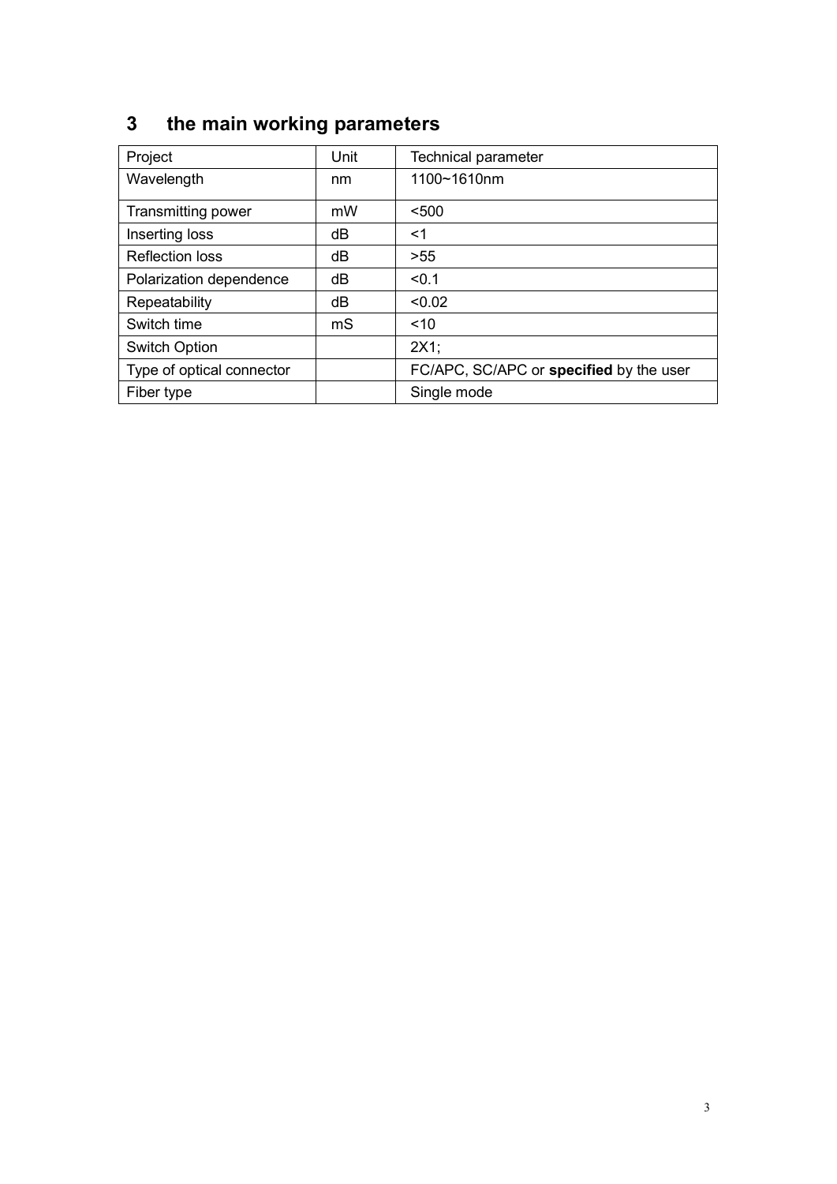# 3 the main working parameters

| Project | Unit | Technical parameter |
|---|---|---|
| Wavelength | nm | 1100~1610nm |
| Transmitting power | mW | <500 |
| Inserting loss | dB | <1 |
| Reflection loss | dB | >55 |
| Polarization dependence | dB | <0.1 |
| Repeatability | dB | <0.02 |
| Switch time | mS | <10 |
| Switch Option | | 2X1; |
| Type of optical connector | | FC/APC, SC/APC or **specified** by the user |
| Fiber type | | Single mode |